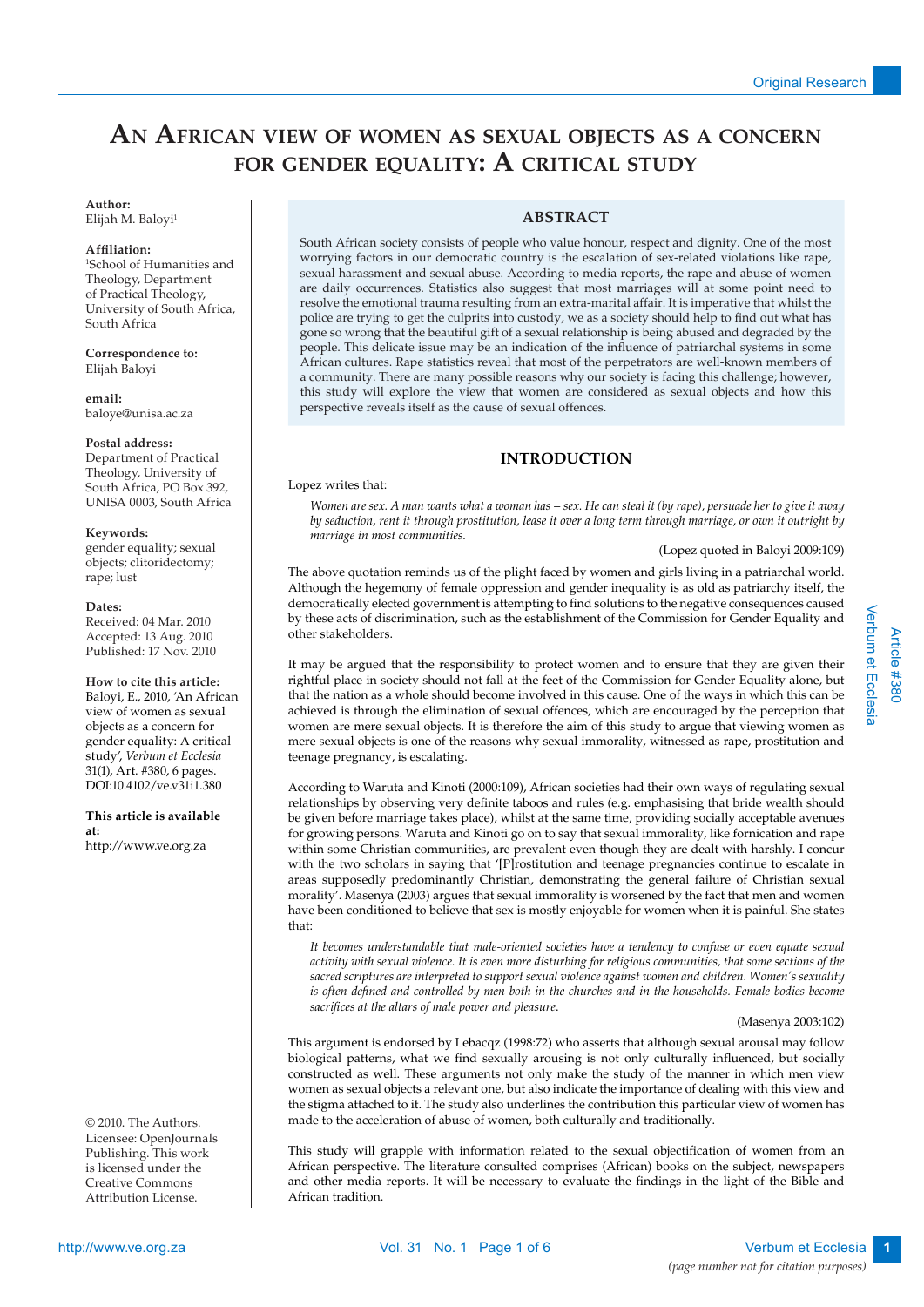Original Research

# An African view of women as sexual objects as a concern for gender equality: A critical study

**Author:**
Elijah M. Baloyi[1]

**Affiliation:**
[1]School of Humanities and Theology, Department of Practical Theology, University of South Africa, South Africa

**Correspondence to:**
Elijah Baloyi

**email:**
baloye@unisa.ac.za

**Postal address:**
Department of Practical Theology, University of South Africa, PO Box 392, UNISA 0003, South Africa

**Keywords:**
gender equality; sexual objects; clitoridectomy; rape; lust

**Dates:**
Received: 04 Mar. 2010
Accepted: 13 Aug. 2010
Published: 17 Nov. 2010

**How to cite this article:**
Baloyi, E., 2010, 'An African view of women as sexual objects as a concern for gender equality: A critical study', *Verbum et Ecclesia* 31(1), Art. #380, 6 pages. DOI:10.4102/ve.v31i1.380

**This article is available at:**
http://www.ve.org.za

© 2010. The Authors. Licensee: OpenJournals Publishing. This work is licensed under the Creative Commons Attribution License.

## ABSTRACT

South African society consists of people who value honour, respect and dignity. One of the most worrying factors in our democratic country is the escalation of sex-related violations like rape, sexual harassment and sexual abuse. According to media reports, the rape and abuse of women are daily occurrences. Statistics also suggest that most marriages will at some point need to resolve the emotional trauma resulting from an extra-marital affair. It is imperative that whilst the police are trying to get the culprits into custody, we as a society should help to find out what has gone so wrong that the beautiful gift of a sexual relationship is being abused and degraded by the people. This delicate issue may be an indication of the influence of patriarchal systems in some African cultures. Rape statistics reveal that most of the perpetrators are well-known members of a community. There are many possible reasons why our society is facing this challenge; however, this study will explore the view that women are considered as sexual objects and how this perspective reveals itself as the cause of sexual offences.

## INTRODUCTION

Lopez writes that:

> *Women are sex. A man wants what a woman has – sex. He can steal it (by rape), persuade her to give it away by seduction, rent it through prostitution, lease it over a long term through marriage, or own it outright by marriage in most communities.*
>
> (Lopez quoted in Baloyi 2009:109)

The above quotation reminds us of the plight faced by women and girls living in a patriarchal world. Although the hegemony of female oppression and gender inequality is as old as patriarchy itself, the democratically elected government is attempting to find solutions to the negative consequences caused by these acts of discrimination, such as the establishment of the Commission for Gender Equality and other stakeholders.

It may be argued that the responsibility to protect women and to ensure that they are given their rightful place in society should not fall at the feet of the Commission for Gender Equality alone, but that the nation as a whole should become involved in this cause. One of the ways in which this can be achieved is through the elimination of sexual offences, which are encouraged by the perception that women are mere sexual objects. It is therefore the aim of this study to argue that viewing women as mere sexual objects is one of the reasons why sexual immorality, witnessed as rape, prostitution and teenage pregnancy, is escalating.

According to Waruta and Kinoti (2000:109), African societies had their own ways of regulating sexual relationships by observing very definite taboos and rules (e.g. emphasising that bride wealth should be given before marriage takes place), whilst at the same time, providing socially acceptable avenues for growing persons. Waruta and Kinoti go on to say that sexual immorality, like fornication and rape within some Christian communities, are prevalent even though they are dealt with harshly. I concur with the two scholars in saying that '[P]rostitution and teenage pregnancies continue to escalate in areas supposedly predominantly Christian, demonstrating the general failure of Christian sexual morality'. Masenya (2003) argues that sexual immorality is worsened by the fact that men and women have been conditioned to believe that sex is mostly enjoyable for women when it is painful. She states that:

> *It becomes understandable that male-oriented societies have a tendency to confuse or even equate sexual activity with sexual violence. It is even more disturbing for religious communities, that some sections of the sacred scriptures are interpreted to support sexual violence against women and children. Women's sexuality is often defined and controlled by men both in the churches and in the households. Female bodies become sacrifices at the altars of male power and pleasure.*
>
> (Masenya 2003:102)

This argument is endorsed by Lebacqz (1998:72) who asserts that although sexual arousal may follow biological patterns, what we find sexually arousing is not only culturally influenced, but socially constructed as well. These arguments not only make the study of the manner in which men view women as sexual objects a relevant one, but also indicate the importance of dealing with this view and the stigma attached to it. The study also underlines the contribution this particular view of women has made to the acceleration of abuse of women, both culturally and traditionally.

This study will grapple with information related to the sexual objectification of women from an African perspective. The literature consulted comprises (African) books on the subject, newspapers and other media reports. It will be necessary to evaluate the findings in the light of the Bible and African tradition.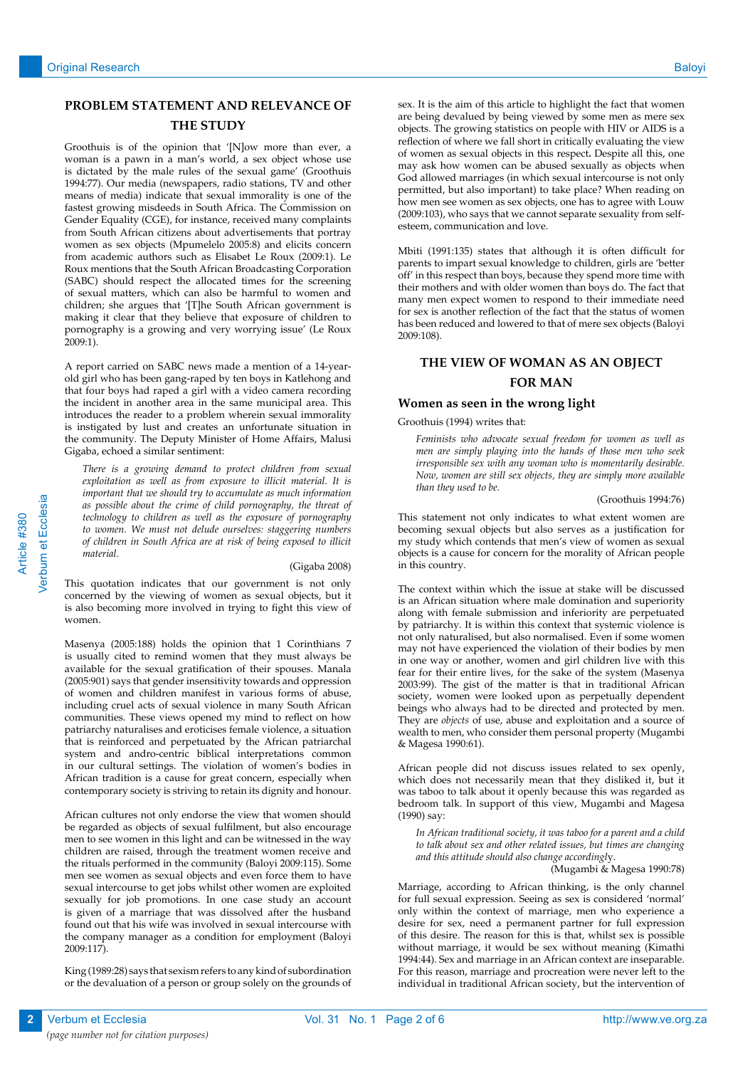## PROBLEM STATEMENT AND RELEVANCE OF THE STUDY

Groothuis is of the opinion that '[N]ow more than ever, a woman is a pawn in a man's world, a sex object whose use is dictated by the male rules of the sexual game' (Groothuis 1994:77). Our media (newspapers, radio stations, TV and other means of media) indicate that sexual immorality is one of the fastest growing misdeeds in South Africa. The Commission on Gender Equality (CGE), for instance, received many complaints from South African citizens about advertisements that portray women as sex objects (Mpumelelo 2005:8) and elicits concern from academic authors such as Elisabet Le Roux (2009:1). Le Roux mentions that the South African Broadcasting Corporation (SABC) should respect the allocated times for the screening of sexual matters, which can also be harmful to women and children; she argues that '[T]he South African government is making it clear that they believe that exposure of children to pornography is a growing and very worrying issue' (Le Roux 2009:1).

A report carried on SABC news made a mention of a 14-year-old girl who has been gang-raped by ten boys in Katlehong and that four boys had raped a girl with a video camera recording the incident in another area in the same municipal area. This introduces the reader to a problem wherein sexual immorality is instigated by lust and creates an unfortunate situation in the community. The Deputy Minister of Home Affairs, Malusi Gigaba, echoed a similar sentiment:

> *There is a growing demand to protect children from sexual exploitation as well as from exposure to illicit material. It is important that we should try to accumulate as much information as possible about the crime of child pornography, the threat of technology to children as well as the exposure of pornography to women. We must not delude ourselves: staggering numbers of children in South Africa are at risk of being exposed to illicit material.*
>
> (Gigaba 2008)

This quotation indicates that our government is not only concerned by the viewing of women as sexual objects, but it is also becoming more involved in trying to fight this view of women.

Masenya (2005:188) holds the opinion that 1 Corinthians 7 is usually cited to remind women that they must always be available for the sexual gratification of their spouses. Manala (2005:901) says that gender insensitivity towards and oppression of women and children manifest in various forms of abuse, including cruel acts of sexual violence in many South African communities. These views opened my mind to reflect on how patriarchy naturalises and eroticises female violence, a situation that is reinforced and perpetuated by the African patriarchal system and andro-centric biblical interpretations common in our cultural settings. The violation of women's bodies in African tradition is a cause for great concern, especially when contemporary society is striving to retain its dignity and honour.

African cultures not only endorse the view that women should be regarded as objects of sexual fulfilment, but also encourage men to see women in this light and can be witnessed in the way children are raised, through the treatment women receive and the rituals performed in the community (Baloyi 2009:115). Some men see women as sexual objects and even force them to have sexual intercourse to get jobs whilst other women are exploited sexually for job promotions. In one case study an account is given of a marriage that was dissolved after the husband found out that his wife was involved in sexual intercourse with the company manager as a condition for employment (Baloyi 2009:117).

King (1989:28) says that sexism refers to any kind of subordination or the devaluation of a person or group solely on the grounds of sex. It is the aim of this article to highlight the fact that women are being devalued by being viewed by some men as mere sex objects. The growing statistics on people with HIV or AIDS is a reflection of where we fall short in critically evaluating the view of women as sexual objects in this respect**.** Despite all this, one may ask how women can be abused sexually as objects when God allowed marriages (in which sexual intercourse is not only permitted, but also important) to take place? When reading on how men see women as sex objects, one has to agree with Louw (2009:103), who says that we cannot separate sexuality from self-esteem, communication and love.

Mbiti (1991:135) states that although it is often difficult for parents to impart sexual knowledge to children, girls are 'better off' in this respect than boys, because they spend more time with their mothers and with older women than boys do. The fact that many men expect women to respond to their immediate need for sex is another reflection of the fact that the status of women has been reduced and lowered to that of mere sex objects (Baloyi 2009:108).

## THE VIEW OF WOMAN AS AN OBJECT FOR MAN

### Women as seen in the wrong light

Groothuis (1994) writes that:

> *Feminists who advocate sexual freedom for women as well as men are simply playing into the hands of those men who seek irresponsible sex with any woman who is momentarily desirable. Now, women are still sex objects, they are simply more available than they used to be.*
>
> (Groothuis 1994:76)

This statement not only indicates to what extent women are becoming sexual objects but also serves as a justification for my study which contends that men's view of women as sexual objects is a cause for concern for the morality of African people in this country.

The context within which the issue at stake will be discussed is an African situation where male domination and superiority along with female submission and inferiority are perpetuated by patriarchy. It is within this context that systemic violence is not only naturalised, but also normalised. Even if some women may not have experienced the violation of their bodies by men in one way or another, women and girl children live with this fear for their entire lives, for the sake of the system (Masenya 2003:99). The gist of the matter is that in traditional African society, women were looked upon as perpetually dependent beings who always had to be directed and protected by men. They are *objects* of use, abuse and exploitation and a source of wealth to men, who consider them personal property (Mugambi & Magesa 1990:61).

African people did not discuss issues related to sex openly, which does not necessarily mean that they disliked it, but it was taboo to talk about it openly because this was regarded as bedroom talk. In support of this view, Mugambi and Magesa (1990) say:

> *In African traditional society, it was taboo for a parent and a child to talk about sex and other related issues, but times are changing and this attitude should also change accordingly.*
>
> (Mugambi & Magesa 1990:78)

Marriage, according to African thinking, is the only channel for full sexual expression. Seeing as sex is considered 'normal' only within the context of marriage, men who experience a desire for sex, need a permanent partner for full expression of this desire. The reason for this is that, whilst sex is possible without marriage, it would be sex without meaning (Kimathi 1994:44). Sex and marriage in an African context are inseparable. For this reason, marriage and procreation were never left to the individual in traditional African society, but the intervention of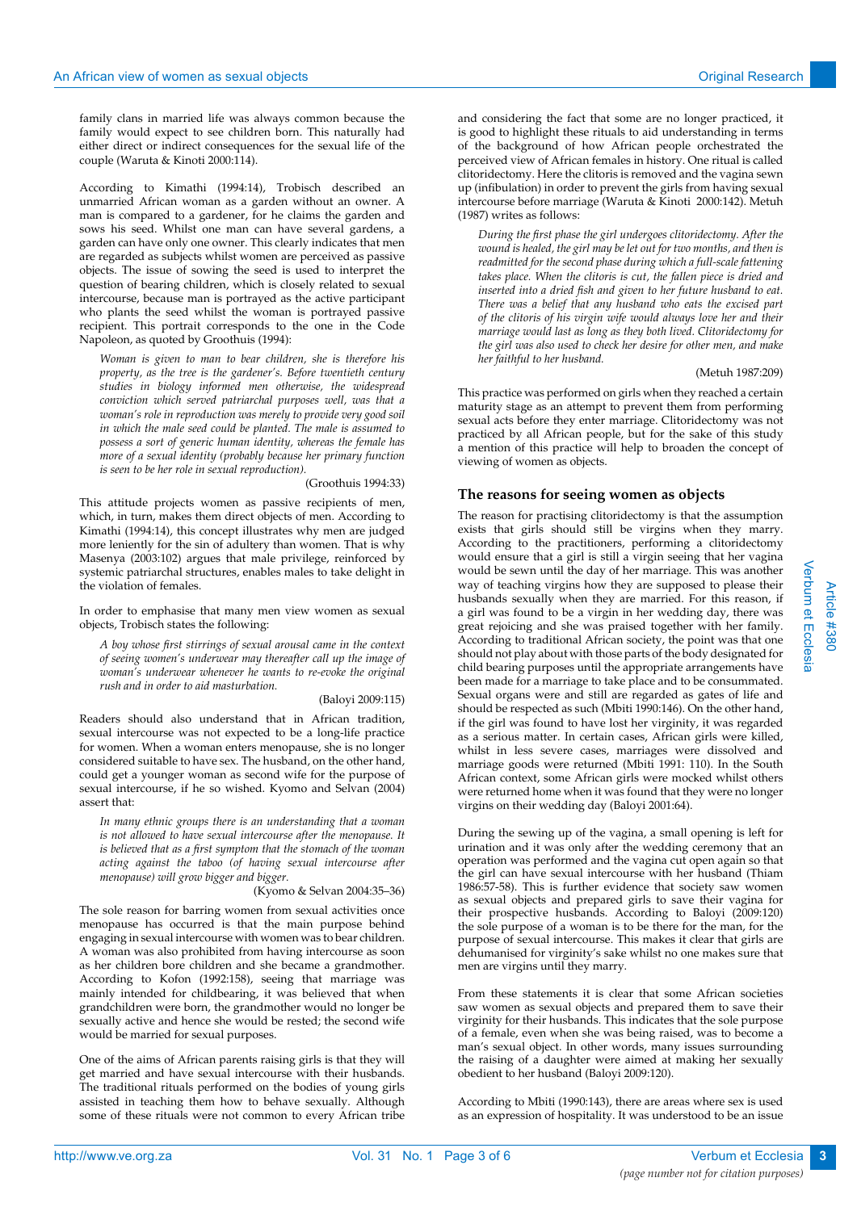family clans in married life was always common because the family would expect to see children born. This naturally had either direct or indirect consequences for the sexual life of the couple (Waruta & Kinoti 2000:114).

According to Kimathi (1994:14), Trobisch described an unmarried African woman as a garden without an owner. A man is compared to a gardener, for he claims the garden and sows his seed. Whilst one man can have several gardens, a garden can have only one owner. This clearly indicates that men are regarded as subjects whilst women are perceived as passive objects. The issue of sowing the seed is used to interpret the question of bearing children, which is closely related to sexual intercourse, because man is portrayed as the active participant who plants the seed whilst the woman is portrayed passive recipient. This portrait corresponds to the one in the Code Napoleon, as quoted by Groothuis (1994):

> *Woman is given to man to bear children, she is therefore his property, as the tree is the gardener's. Before twentieth century studies in biology informed men otherwise, the widespread conviction which served patriarchal purposes well, was that a woman's role in reproduction was merely to provide very good soil in which the male seed could be planted. The male is assumed to possess a sort of generic human identity, whereas the female has more of a sexual identity (probably because her primary function is seen to be her role in sexual reproduction).*
>
> (Groothuis 1994:33)

This attitude projects women as passive recipients of men, which, in turn, makes them direct objects of men. According to Kimathi (1994:14), this concept illustrates why men are judged more leniently for the sin of adultery than women. That is why Masenya (2003:102) argues that male privilege, reinforced by systemic patriarchal structures, enables males to take delight in the violation of females.

In order to emphasise that many men view women as sexual objects, Trobisch states the following:

> *A boy whose first stirrings of sexual arousal came in the context of seeing women's underwear may thereafter call up the image of woman's underwear whenever he wants to re-evoke the original rush and in order to aid masturbation.*
>
> (Baloyi 2009:115)

Readers should also understand that in African tradition, sexual intercourse was not expected to be a long-life practice for women. When a woman enters menopause, she is no longer considered suitable to have sex. The husband, on the other hand, could get a younger woman as second wife for the purpose of sexual intercourse, if he so wished. Kyomo and Selvan (2004) assert that:

> *In many ethnic groups there is an understanding that a woman is not allowed to have sexual intercourse after the menopause. It is believed that as a first symptom that the stomach of the woman acting against the taboo (of having sexual intercourse after menopause) will grow bigger and bigger.*
>
> (Kyomo & Selvan 2004:35–36)

The sole reason for barring women from sexual activities once menopause has occurred is that the main purpose behind engaging in sexual intercourse with women was to bear children. A woman was also prohibited from having intercourse as soon as her children bore children and she became a grandmother. According to Kofon (1992:158), seeing that marriage was mainly intended for childbearing, it was believed that when grandchildren were born, the grandmother would no longer be sexually active and hence she would be rested; the second wife would be married for sexual purposes.

One of the aims of African parents raising girls is that they will get married and have sexual intercourse with their husbands. The traditional rituals performed on the bodies of young girls assisted in teaching them how to behave sexually. Although some of these rituals were not common to every African tribe and considering the fact that some are no longer practiced, it is good to highlight these rituals to aid understanding in terms of the background of how African people orchestrated the perceived view of African females in history. One ritual is called clitoridectomy. Here the clitoris is removed and the vagina sewn up (infibulation) in order to prevent the girls from having sexual intercourse before marriage (Waruta & Kinoti 2000:142). Metuh (1987) writes as follows:

> *During the first phase the girl undergoes clitoridectomy. After the wound is healed, the girl may be let out for two months, and then is readmitted for the second phase during which a full-scale fattening takes place. When the clitoris is cut, the fallen piece is dried and inserted into a dried fish and given to her future husband to eat. There was a belief that any husband who eats the excised part of the clitoris of his virgin wife would always love her and their marriage would last as long as they both lived. Clitoridectomy for the girl was also used to check her desire for other men, and make her faithful to her husband.*
>
> (Metuh 1987:209)

This practice was performed on girls when they reached a certain maturity stage as an attempt to prevent them from performing sexual acts before they enter marriage. Clitoridectomy was not practiced by all African people, but for the sake of this study a mention of this practice will help to broaden the concept of viewing of women as objects.

## The reasons for seeing women as objects

The reason for practising clitoridectomy is that the assumption exists that girls should still be virgins when they marry. According to the practitioners, performing a clitoridectomy would ensure that a girl is still a virgin seeing that her vagina would be sewn until the day of her marriage. This was another way of teaching virgins how they are supposed to please their husbands sexually when they are married. For this reason, if a girl was found to be a virgin in her wedding day, there was great rejoicing and she was praised together with her family. According to traditional African society, the point was that one should not play about with those parts of the body designated for child bearing purposes until the appropriate arrangements have been made for a marriage to take place and to be consummated. Sexual organs were and still are regarded as gates of life and should be respected as such (Mbiti 1990:146). On the other hand, if the girl was found to have lost her virginity, it was regarded as a serious matter. In certain cases, African girls were killed, whilst in less severe cases, marriages were dissolved and marriage goods were returned (Mbiti 1991: 110). In the South African context, some African girls were mocked whilst others were returned home when it was found that they were no longer virgins on their wedding day (Baloyi 2001:64).

During the sewing up of the vagina, a small opening is left for urination and it was only after the wedding ceremony that an operation was performed and the vagina cut open again so that the girl can have sexual intercourse with her husband (Thiam 1986:57-58). This is further evidence that society saw women as sexual objects and prepared girls to save their vagina for their prospective husbands. According to Baloyi (2009:120) the sole purpose of a woman is to be there for the man, for the purpose of sexual intercourse. This makes it clear that girls are dehumanised for virginity's sake whilst no one makes sure that men are virgins until they marry.

From these statements it is clear that some African societies saw women as sexual objects and prepared them to save their virginity for their husbands. This indicates that the sole purpose of a female, even when she was being raised, was to become a man's sexual object. In other words, many issues surrounding the raising of a daughter were aimed at making her sexually obedient to her husband (Baloyi 2009:120).

According to Mbiti (1990:143), there are areas where sex is used as an expression of hospitality. It was understood to be an issue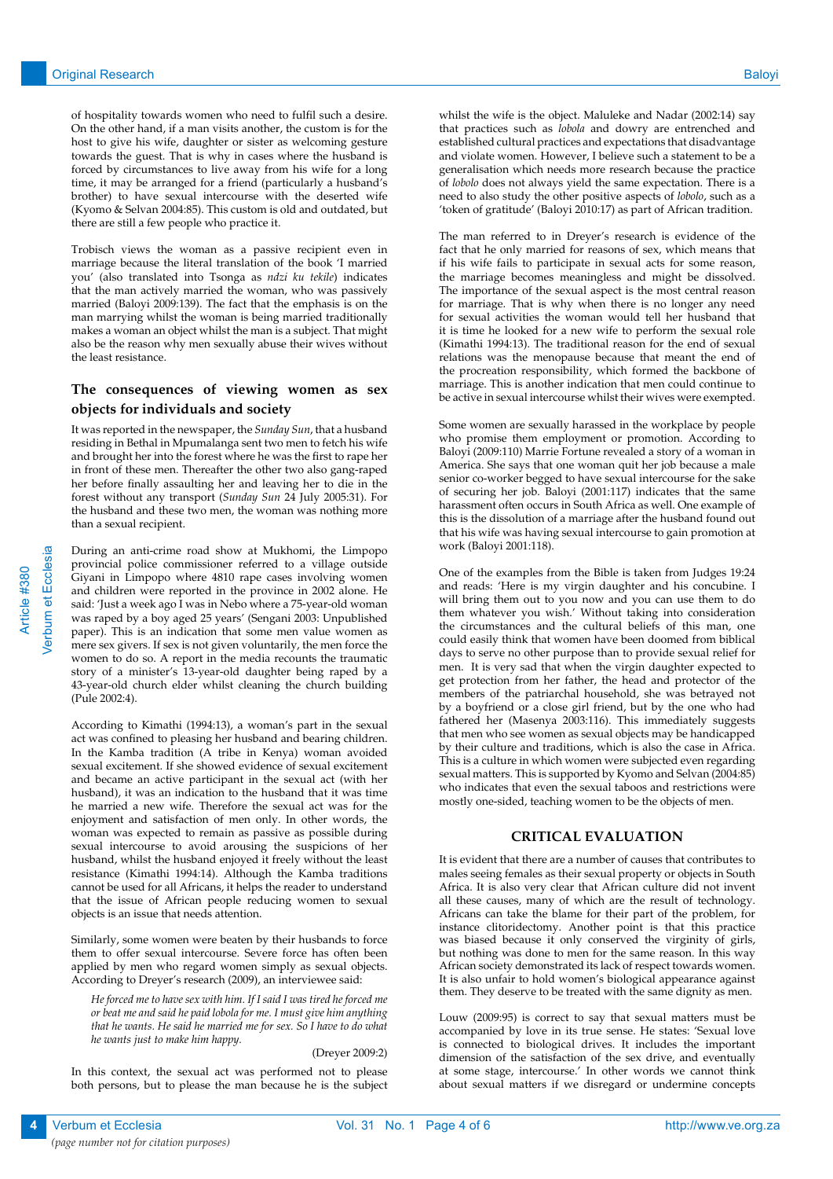of hospitality towards women who need to fulfil such a desire. On the other hand, if a man visits another, the custom is for the host to give his wife, daughter or sister as welcoming gesture towards the guest. That is why in cases where the husband is forced by circumstances to live away from his wife for a long time, it may be arranged for a friend (particularly a husband's brother) to have sexual intercourse with the deserted wife (Kyomo & Selvan 2004:85). This custom is old and outdated, but there are still a few people who practice it.

Trobisch views the woman as a passive recipient even in marriage because the literal translation of the book 'I married you' (also translated into Tsonga as *ndzi ku tekile*) indicates that the man actively married the woman, who was passively married (Baloyi 2009:139). The fact that the emphasis is on the man marrying whilst the woman is being married traditionally makes a woman an object whilst the man is a subject. That might also be the reason why men sexually abuse their wives without the least resistance.

## The consequences of viewing women as sex objects for individuals and society

It was reported in the newspaper, the *Sunday Sun*, that a husband residing in Bethal in Mpumalanga sent two men to fetch his wife and brought her into the forest where he was the first to rape her in front of these men. Thereafter the other two also gang-raped her before finally assaulting her and leaving her to die in the forest without any transport (*Sunday Sun* 24 July 2005:31). For the husband and these two men, the woman was nothing more than a sexual recipient.

During an anti-crime road show at Mukhomi, the Limpopo provincial police commissioner referred to a village outside Giyani in Limpopo where 4810 rape cases involving women and children were reported in the province in 2002 alone. He said: 'Just a week ago I was in Nebo where a 75-year-old woman was raped by a boy aged 25 years' (Sengani 2003: Unpublished paper). This is an indication that some men value women as mere sex givers. If sex is not given voluntarily, the men force the women to do so. A report in the media recounts the traumatic story of a minister's 13-year-old daughter being raped by a 43-year-old church elder whilst cleaning the church building (Pule 2002:4).

According to Kimathi (1994:13), a woman's part in the sexual act was confined to pleasing her husband and bearing children. In the Kamba tradition (A tribe in Kenya) woman avoided sexual excitement. If she showed evidence of sexual excitement and became an active participant in the sexual act (with her husband), it was an indication to the husband that it was time he married a new wife. Therefore the sexual act was for the enjoyment and satisfaction of men only. In other words, the woman was expected to remain as passive as possible during sexual intercourse to avoid arousing the suspicions of her husband, whilst the husband enjoyed it freely without the least resistance (Kimathi 1994:14). Although the Kamba traditions cannot be used for all Africans, it helps the reader to understand that the issue of African people reducing women to sexual objects is an issue that needs attention.

Similarly, some women were beaten by their husbands to force them to offer sexual intercourse. Severe force has often been applied by men who regard women simply as sexual objects. According to Dreyer's research (2009), an interviewee said:

> *He forced me to have sex with him. If I said I was tired he forced me or beat me and said he paid lobola for me. I must give him anything that he wants. He said he married me for sex. So I have to do what he wants just to make him happy.*
>
> (Dreyer 2009:2)

In this context, the sexual act was performed not to please both persons, but to please the man because he is the subject whilst the wife is the object. Maluleke and Nadar (2002:14) say that practices such as *lobola* and dowry are entrenched and established cultural practices and expectations that disadvantage and violate women. However, I believe such a statement to be a generalisation which needs more research because the practice of *lobolo* does not always yield the same expectation. There is a need to also study the other positive aspects of *lobolo*, such as a 'token of gratitude' (Baloyi 2010:17) as part of African tradition.

The man referred to in Dreyer's research is evidence of the fact that he only married for reasons of sex, which means that if his wife fails to participate in sexual acts for some reason, the marriage becomes meaningless and might be dissolved. The importance of the sexual aspect is the most central reason for marriage. That is why when there is no longer any need for sexual activities the woman would tell her husband that it is time he looked for a new wife to perform the sexual role (Kimathi 1994:13). The traditional reason for the end of sexual relations was the menopause because that meant the end of the procreation responsibility, which formed the backbone of marriage. This is another indication that men could continue to be active in sexual intercourse whilst their wives were exempted.

Some women are sexually harassed in the workplace by people who promise them employment or promotion. According to Baloyi (2009:110) Marrie Fortune revealed a story of a woman in America. She says that one woman quit her job because a male senior co-worker begged to have sexual intercourse for the sake of securing her job. Baloyi (2001:117) indicates that the same harassment often occurs in South Africa as well. One example of this is the dissolution of a marriage after the husband found out that his wife was having sexual intercourse to gain promotion at work (Baloyi 2001:118).

One of the examples from the Bible is taken from Judges 19:24 and reads: 'Here is my virgin daughter and his concubine. I will bring them out to you now and you can use them to do them whatever you wish.' Without taking into consideration the circumstances and the cultural beliefs of this man, one could easily think that women have been doomed from biblical days to serve no other purpose than to provide sexual relief for men. It is very sad that when the virgin daughter expected to get protection from her father, the head and protector of the members of the patriarchal household, she was betrayed not by a boyfriend or a close girl friend, but by the one who had fathered her (Masenya 2003:116). This immediately suggests that men who see women as sexual objects may be handicapped by their culture and traditions, which is also the case in Africa. This is a culture in which women were subjected even regarding sexual matters. This is supported by Kyomo and Selvan (2004:85) who indicates that even the sexual taboos and restrictions were mostly one-sided, teaching women to be the objects of men.

## CRITICAL EVALUATION

It is evident that there are a number of causes that contributes to males seeing females as their sexual property or objects in South Africa. It is also very clear that African culture did not invent all these causes, many of which are the result of technology. Africans can take the blame for their part of the problem, for instance clitoridectomy. Another point is that this practice was biased because it only conserved the virginity of girls, but nothing was done to men for the same reason. In this way African society demonstrated its lack of respect towards women. It is also unfair to hold women's biological appearance against them. They deserve to be treated with the same dignity as men.

Louw (2009:95) is correct to say that sexual matters must be accompanied by love in its true sense. He states: 'Sexual love is connected to biological drives. It includes the important dimension of the satisfaction of the sex drive, and eventually at some stage, intercourse.' In other words we cannot think about sexual matters if we disregard or undermine concepts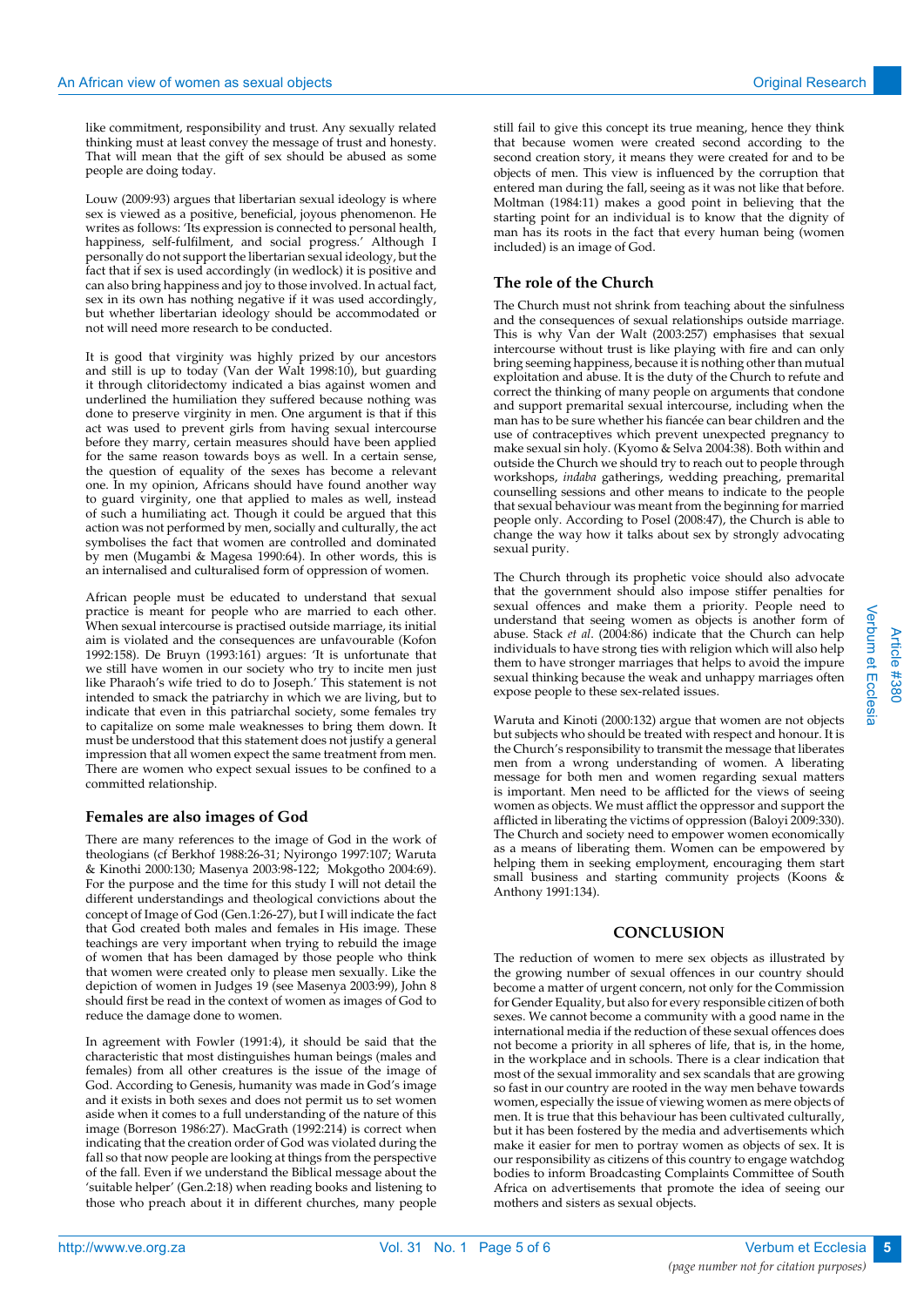like commitment, responsibility and trust. Any sexually related thinking must at least convey the message of trust and honesty. That will mean that the gift of sex should be abused as some people are doing today.

Louw (2009:93) argues that libertarian sexual ideology is where sex is viewed as a positive, beneficial, joyous phenomenon. He writes as follows: 'Its expression is connected to personal health, happiness, self-fulfilment, and social progress.' Although I personally do not support the libertarian sexual ideology, but the fact that if sex is used accordingly (in wedlock) it is positive and can also bring happiness and joy to those involved. In actual fact, sex in its own has nothing negative if it was used accordingly, but whether libertarian ideology should be accommodated or not will need more research to be conducted.

It is good that virginity was highly prized by our ancestors and still is up to today (Van der Walt 1998:10), but guarding it through clitoridectomy indicated a bias against women and underlined the humiliation they suffered because nothing was done to preserve virginity in men. One argument is that if this act was used to prevent girls from having sexual intercourse before they marry, certain measures should have been applied for the same reason towards boys as well. In a certain sense, the question of equality of the sexes has become a relevant one. In my opinion, Africans should have found another way to guard virginity, one that applied to males as well, instead of such a humiliating act. Though it could be argued that this action was not performed by men, socially and culturally, the act symbolises the fact that women are controlled and dominated by men (Mugambi & Magesa 1990:64). In other words, this is an internalised and culturalised form of oppression of women.

African people must be educated to understand that sexual practice is meant for people who are married to each other. When sexual intercourse is practised outside marriage, its initial aim is violated and the consequences are unfavourable (Kofon 1992:158). De Bruyn (1993:161) argues: 'It is unfortunate that we still have women in our society who try to incite men just like Pharaoh's wife tried to do to Joseph.' This statement is not intended to smack the patriarchy in which we are living, but to indicate that even in this patriarchal society, some females try to capitalize on some male weaknesses to bring them down. It must be understood that this statement does not justify a general impression that all women expect the same treatment from men. There are women who expect sexual issues to be confined to a committed relationship.

## Females are also images of God

There are many references to the image of God in the work of theologians (cf Berkhof 1988:26-31; Nyirongo 1997:107; Waruta & Kinothi 2000:130; Masenya 2003:98-122; Mokgotho 2004:69). For the purpose and the time for this study I will not detail the different understandings and theological convictions about the concept of Image of God (Gen.1:26-27), but I will indicate the fact that God created both males and females in His image. These teachings are very important when trying to rebuild the image of women that has been damaged by those people who think that women were created only to please men sexually. Like the depiction of women in Judges 19 (see Masenya 2003:99), John 8 should first be read in the context of women as images of God to reduce the damage done to women.

In agreement with Fowler (1991:4), it should be said that the characteristic that most distinguishes human beings (males and females) from all other creatures is the issue of the image of God. According to Genesis, humanity was made in God's image and it exists in both sexes and does not permit us to set women aside when it comes to a full understanding of the nature of this image (Borreson 1986:27). MacGrath (1992:214) is correct when indicating that the creation order of God was violated during the fall so that now people are looking at things from the perspective of the fall. Even if we understand the Biblical message about the 'suitable helper' (Gen.2:18) when reading books and listening to those who preach about it in different churches, many people still fail to give this concept its true meaning, hence they think that because women were created second according to the second creation story, it means they were created for and to be objects of men. This view is influenced by the corruption that entered man during the fall, seeing as it was not like that before. Moltman (1984:11) makes a good point in believing that the starting point for an individual is to know that the dignity of man has its roots in the fact that every human being (women included) is an image of God.

## The role of the Church

The Church must not shrink from teaching about the sinfulness and the consequences of sexual relationships outside marriage. This is why Van der Walt (2003:257) emphasises that sexual intercourse without trust is like playing with fire and can only bring seeming happiness, because it is nothing other than mutual exploitation and abuse. It is the duty of the Church to refute and correct the thinking of many people on arguments that condone and support premarital sexual intercourse, including when the man has to be sure whether his fiancée can bear children and the use of contraceptives which prevent unexpected pregnancy to make sexual sin holy. (Kyomo & Selva 2004:38). Both within and outside the Church we should try to reach out to people through workshops, *indaba* gatherings, wedding preaching, premarital counselling sessions and other means to indicate to the people that sexual behaviour was meant from the beginning for married people only. According to Posel (2008:47), the Church is able to change the way how it talks about sex by strongly advocating sexual purity.

The Church through its prophetic voice should also advocate that the government should also impose stiffer penalties for sexual offences and make them a priority. People need to understand that seeing women as objects is another form of abuse. Stack *et al*. (2004:86) indicate that the Church can help individuals to have strong ties with religion which will also help them to have stronger marriages that helps to avoid the impure sexual thinking because the weak and unhappy marriages often expose people to these sex-related issues.

Waruta and Kinoti (2000:132) argue that women are not objects but subjects who should be treated with respect and honour. It is the Church's responsibility to transmit the message that liberates men from a wrong understanding of women. A liberating message for both men and women regarding sexual matters is important. Men need to be afflicted for the views of seeing women as objects. We must afflict the oppressor and support the afflicted in liberating the victims of oppression (Baloyi 2009:330). The Church and society need to empower women economically as a means of liberating them. Women can be empowered by helping them in seeking employment, encouraging them start small business and starting community projects (Koons & Anthony 1991:134).

## CONCLUSION

The reduction of women to mere sex objects as illustrated by the growing number of sexual offences in our country should become a matter of urgent concern, not only for the Commission for Gender Equality, but also for every responsible citizen of both sexes. We cannot become a community with a good name in the international media if the reduction of these sexual offences does not become a priority in all spheres of life, that is, in the home, in the workplace and in schools. There is a clear indication that most of the sexual immorality and sex scandals that are growing so fast in our country are rooted in the way men behave towards women, especially the issue of viewing women as mere objects of men. It is true that this behaviour has been cultivated culturally, but it has been fostered by the media and advertisements which make it easier for men to portray women as objects of sex. It is our responsibility as citizens of this country to engage watchdog bodies to inform Broadcasting Complaints Committee of South Africa on advertisements that promote the idea of seeing our mothers and sisters as sexual objects.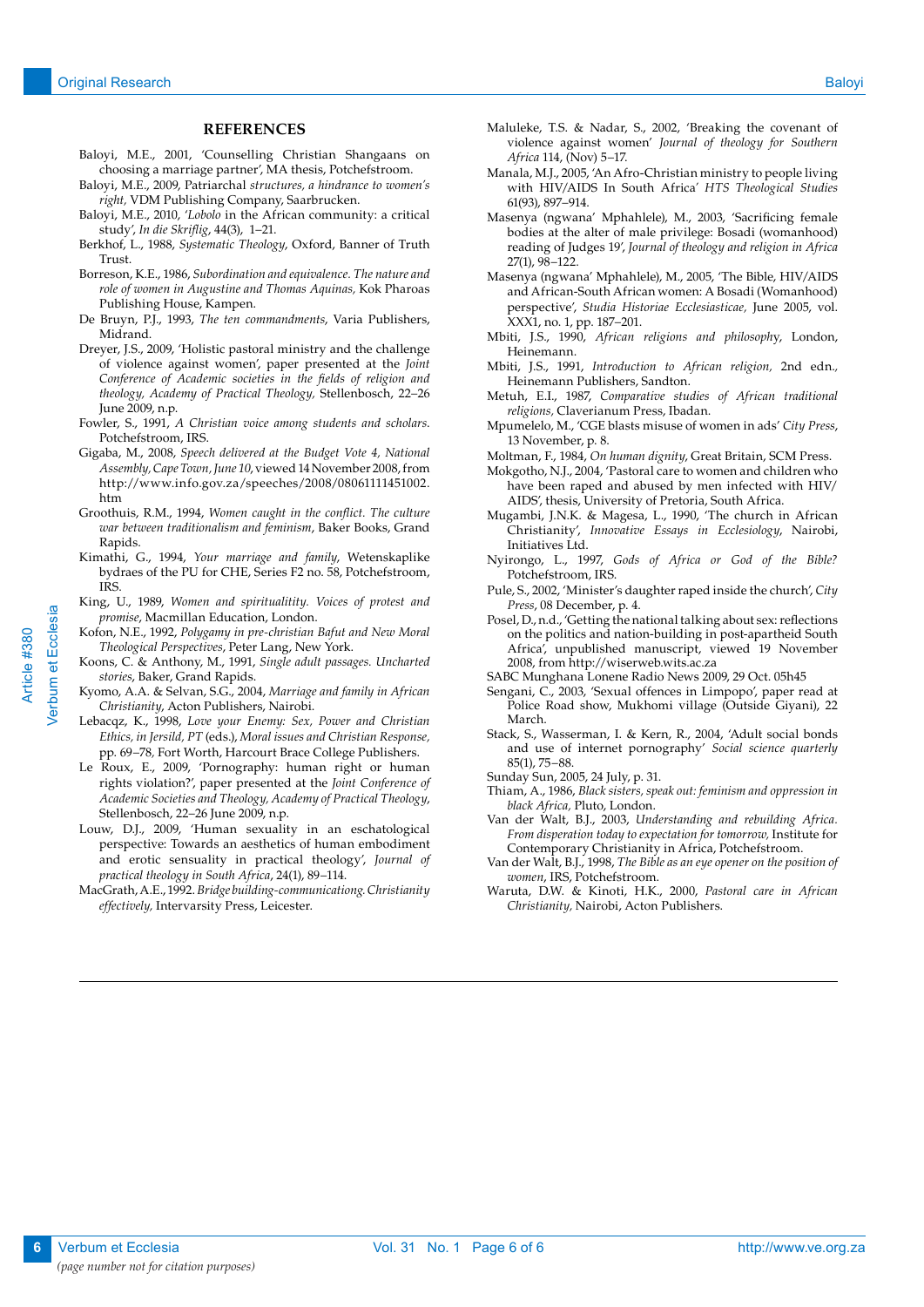## REFERENCES

Baloyi, M.E., 2001, 'Counselling Christian Shangaans on choosing a marriage partner', MA thesis, Potchefstroom.

Baloyi, M.E., 2009, Patriarchal *structures, a hindrance to women's right,* VDM Publishing Company, Saarbrucken.

Baloyi, M.E., 2010, '*Lobolo* in the African community: a critical study', *In die Skriflig*, 44(3), 1–21.

Berkhof, L., 1988, *Systematic Theology*, Oxford, Banner of Truth Trust.

Borreson, K.E., 1986, *Subordination and equivalence. The nature and role of women in Augustine and Thomas Aquinas,* Kok Pharoas Publishing House, Kampen.

De Bruyn, P.J., 1993, *The ten commandments*, Varia Publishers, Midrand.

Dreyer, J.S., 2009, 'Holistic pastoral ministry and the challenge of violence against women', paper presented at the *Joint Conference of Academic societies in the fields of religion and theology, Academy of Practical Theology,* Stellenbosch, 22–26 June 2009, n.p.

Fowler, S., 1991, *A Christian voice among students and scholars*. Potchefstroom, IRS.

Gigaba, M., 2008, *Speech delivered at the Budget Vote 4, National Assembly, Cape Town, June 10*, viewed 14 November 2008, from http://www.info.gov.za/speeches/2008/08061111451002.htm

Groothuis, R.M., 1994, *Women caught in the conflict. The culture war between traditionalism and feminism*, Baker Books, Grand Rapids.

Kimathi, G., 1994, *Your marriage and family*, Wetenskaplike bydraes of the PU for CHE, Series F2 no. 58, Potchefstroom, IRS.

King, U., 1989, *Women and spiritualitity. Voices of protest and promise*, Macmillan Education, London.

Kofon, N.E., 1992, *Polygamy in pre-christian Bafut and New Moral Theological Perspectives*, Peter Lang, New York.

Koons, C. & Anthony, M., 1991, *Single adult passages. Uncharted stories*, Baker, Grand Rapids.

Kyomo, A.A. & Selvan, S.G., 2004, *Marriage and family in African Christianity*, Acton Publishers, Nairobi.

Lebacqz, K., 1998, *Love your Enemy: Sex, Power and Christian Ethics, in Jersild, PT* (eds.), *Moral issues and Christian Response,* pp. 69–78, Fort Worth, Harcourt Brace College Publishers.

Le Roux, E., 2009, 'Pornography: human right or human rights violation?', paper presented at the *Joint Conference of Academic Societies and Theology, Academy of Practical Theology*, Stellenbosch, 22–26 June 2009, n.p.

Louw, D.J., 2009, 'Human sexuality in an eschatological perspective: Towards an aesthetics of human embodiment and erotic sensuality in practical theology', *Journal of practical theology in South Africa*, 24(1), 89–114.

MacGrath, A.E., 1992. *Bridge building-communicationg. Christianity effectively,* Intervarsity Press, Leicester.

Maluleke, T.S. & Nadar, S., 2002, 'Breaking the covenant of violence against women' *Journal of theology for Southern Africa* 114, (Nov) 5–17.

Manala, M.J., 2005, 'An Afro-Christian ministry to people living with HIV/AIDS In South Africa' *HTS Theological Studies* 61(93), 897–914.

Masenya (ngwana' Mphahlele), M., 2003, 'Sacrificing female bodies at the alter of male privilege: Bosadi (womanhood) reading of Judges 19', *Journal of theology and religion in Africa* 27(1), 98–122.

Masenya (ngwana' Mphahlele), M., 2005, 'The Bible, HIV/AIDS and African-South African women: A Bosadi (Womanhood) perspective', *Studia Historiae Ecclesiasticae,* June 2005, vol. XXX1, no. 1, pp. 187–201.

Mbiti, J.S., 1990, *African religions and philosophy*, London, Heinemann.

Mbiti, J.S., 1991, *Introduction to African religion,* 2nd edn., Heinemann Publishers, Sandton.

Metuh, E.I., 1987, *Comparative studies of African traditional religions,* Claverianum Press, Ibadan.

Mpumelelo, M., 'CGE blasts misuse of women in ads' *City Press*, 13 November, p. 8.

Moltman, F., 1984, *On human dignity*, Great Britain, SCM Press.

Mokgotho, N.J., 2004, 'Pastoral care to women and children who have been raped and abused by men infected with HIV/AIDS', thesis, University of Pretoria, South Africa.

Mugambi, J.N.K. & Magesa, L., 1990, 'The church in African Christianity', *Innovative Essays in Ecclesiology*, Nairobi, Initiatives Ltd.

Nyirongo, L., 1997, *Gods of Africa or God of the Bible?* Potchefstroom, IRS.

Pule, S., 2002, 'Minister's daughter raped inside the church', *City Press,* 08 December, p. 4.

Posel, D., n.d., 'Getting the national talking about sex: reflections on the politics and nation-building in post-apartheid South Africa', unpublished manuscript, viewed 19 November 2008, from http://wiserweb.wits.ac.za

SABC Munghana Lonene Radio News 2009, 29 Oct. 05h45

Sengani, C., 2003, 'Sexual offences in Limpopo', paper read at Police Road show, Mukhomi village (Outside Giyani), 22 March.

Stack, S., Wasserman, I. & Kern, R., 2004, 'Adult social bonds and use of internet pornography' *Social science quarterly* 85(1), 75–88.

Sunday Sun, 2005, 24 July, p. 31.

Thiam, A., 1986, *Black sisters, speak out: feminism and oppression in black Africa,* Pluto, London.

Van der Walt, B.J., 2003, *Understanding and rebuilding Africa. From disperation today to expectation for tomorrow,* Institute for Contemporary Christianity in Africa, Potchefstroom.

Van der Walt, B.J., 1998, *The Bible as an eye opener on the position of women*, IRS, Potchefstroom.

Waruta, D.W. & Kinoti, H.K., 2000, *Pastoral care in African Christianity,* Nairobi, Acton Publishers.